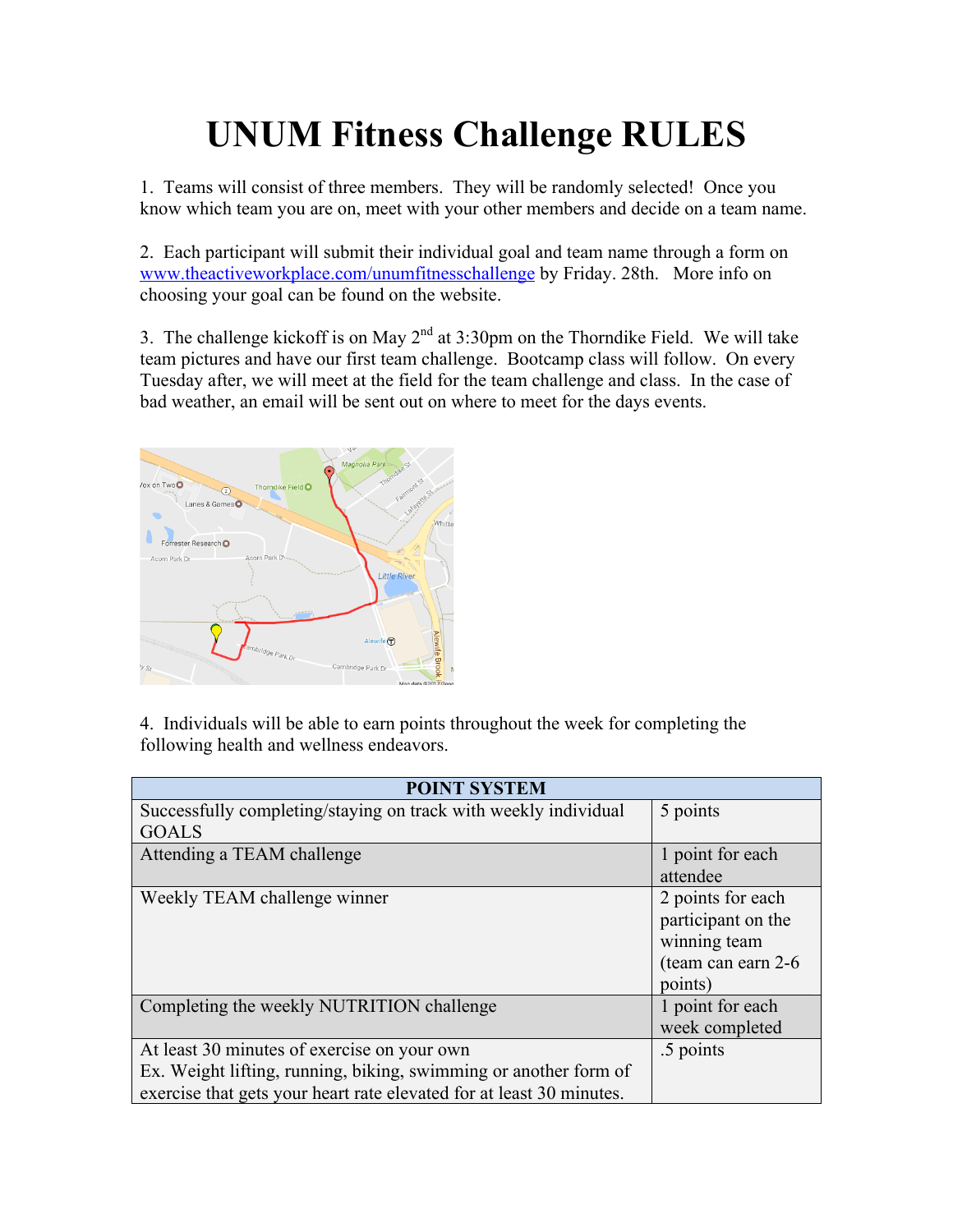# UNUM Fitness Challenge RULES

1. Teams will consist of three members. They will be randomly selected! Once you know which team you are on, meet with your other members and decide on a team name.

2. Each participant will submit their individual goal and team name through a form on www.theactiveworkplace.com/unumfitnesschallenge by Friday. 28th. More info on choosing your goal can be found on the website.

3. The challenge kickoff is on May 2nd at 3:30pm on the Thorndike Field. We will take team pictures and have our first team challenge. Bootcamp class will follow. On every Tuesday after, we will meet at the field for the team challenge and class. In the case of bad weather, an email will be sent out on where to meet for the days events.

4. Individuals will be able to earn points throughout the week for completing the following health and wellness endeavors.

| POINT SYSTEM | |
|---|---|
| Successfully completing/staying on track with weekly individual GOALS | 5 points |
| Attending a TEAM challenge | 1 point for each attendee |
| Weekly TEAM challenge winner | 2 points for each participant on the winning team (team can earn 2-6 points) |
| Completing the weekly NUTRITION challenge | 1 point for each week completed |
| At least 30 minutes of exercise on your own<br>Ex. Weight lifting, running, biking, swimming or another form of exercise that gets your heart rate elevated for at least 30 minutes. | .5 points |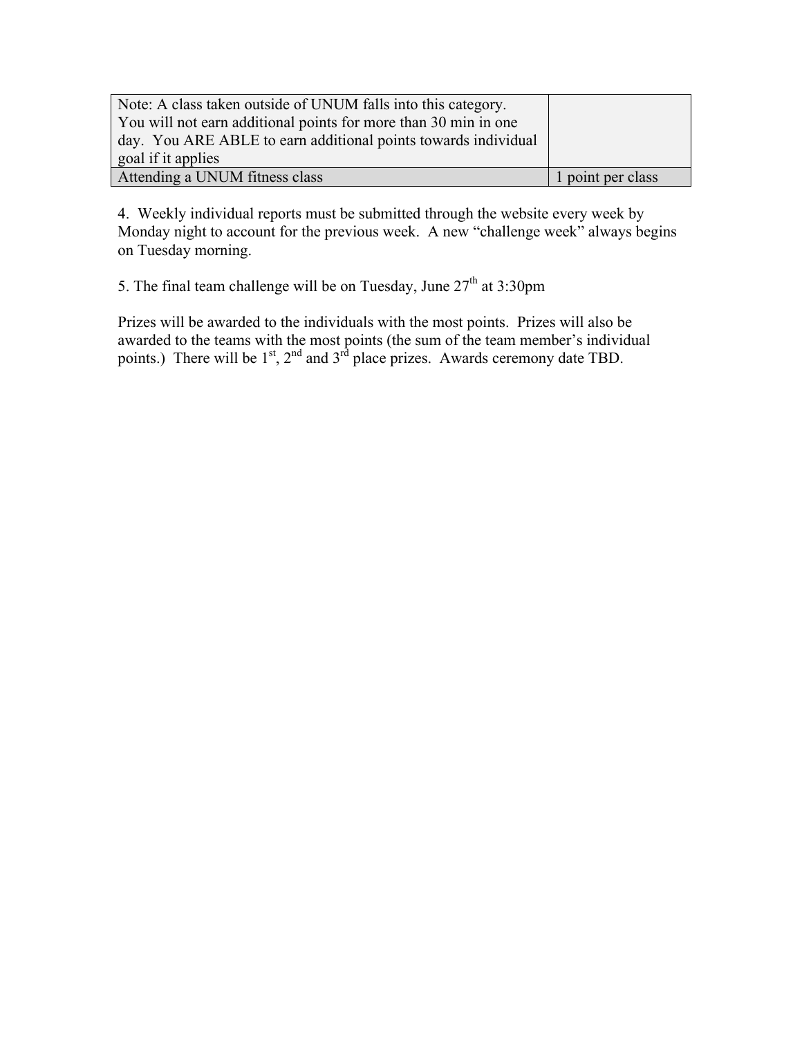| | |
|---|---|
| Note: A class taken outside of UNUM falls into this category. You will not earn additional points for more than 30 min in one day. You ARE ABLE to earn additional points towards individual goal if it applies | |
| Attending a UNUM fitness class | 1 point per class |

4. Weekly individual reports must be submitted through the website every week by Monday night to account for the previous week. A new "challenge week" always begins on Tuesday morning.

5. The final team challenge will be on Tuesday, June 27th at 3:30pm

Prizes will be awarded to the individuals with the most points. Prizes will also be awarded to the teams with the most points (the sum of the team member's individual points.) There will be 1st, 2nd and 3rd place prizes. Awards ceremony date TBD.